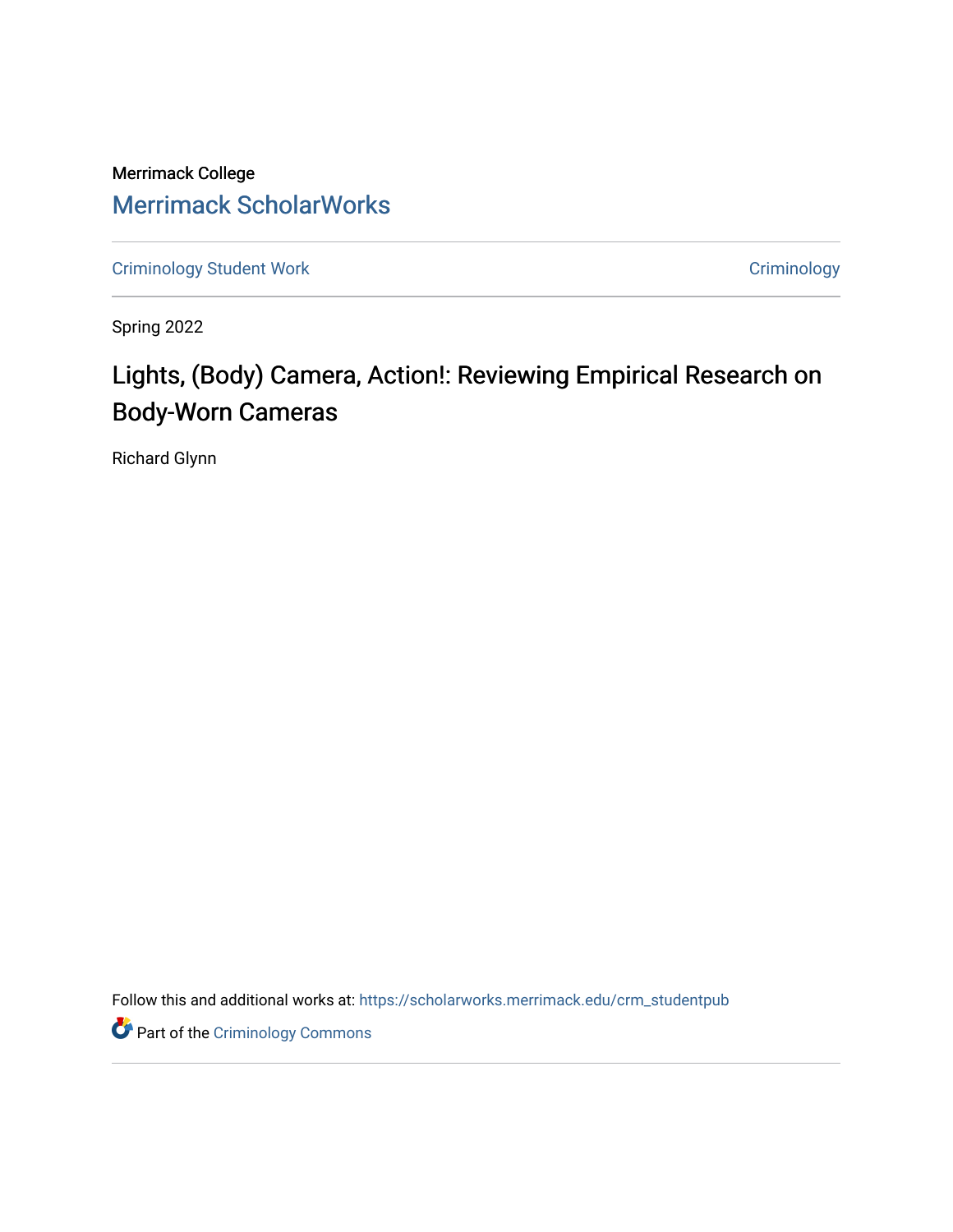Merrimack College

Merrimack ScholarWorks

Criminology Student Work | Criminology

Spring 2022

# Lights, (Body) Camera, Action!: Reviewing Empirical Research on Body-Worn Cameras

Richard Glynn

Follow this and additional works at: https://scholarworks.merrimack.edu/crm_studentpub

Part of the Criminology Commons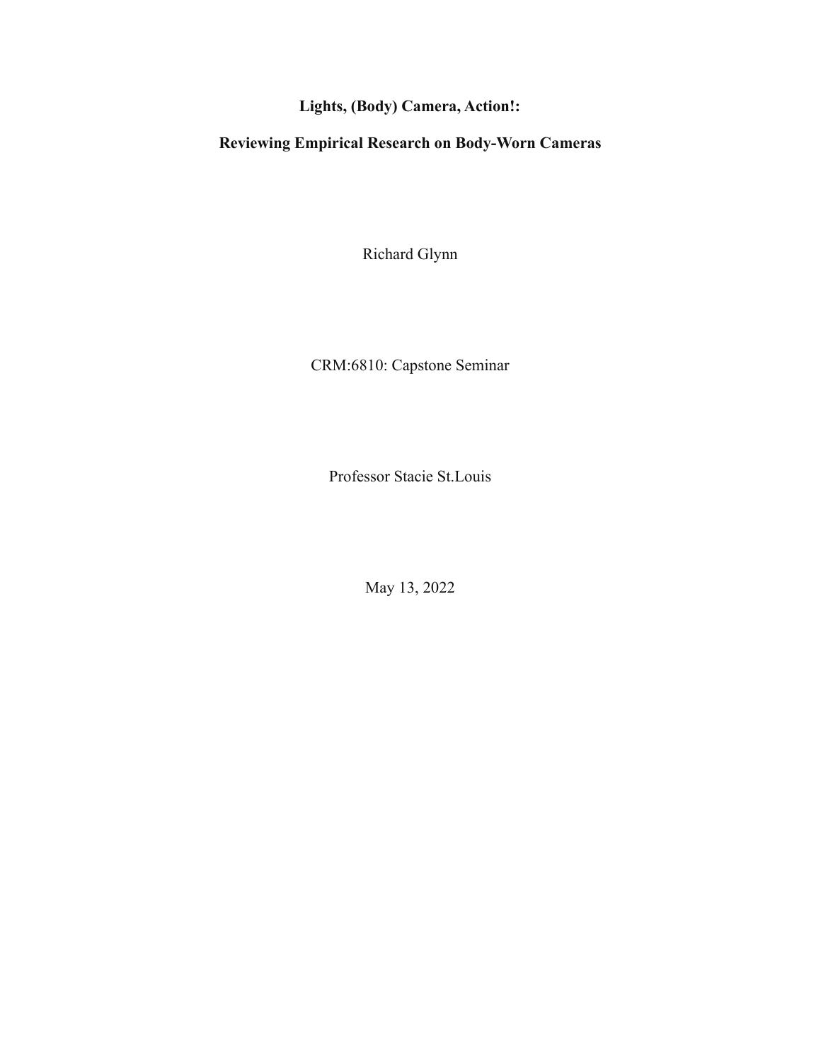# Lights, (Body) Camera, Action!:

# Reviewing Empirical Research on Body-Worn Cameras

Richard Glynn

CRM:6810: Capstone Seminar

Professor Stacie St.Louis

May 13, 2022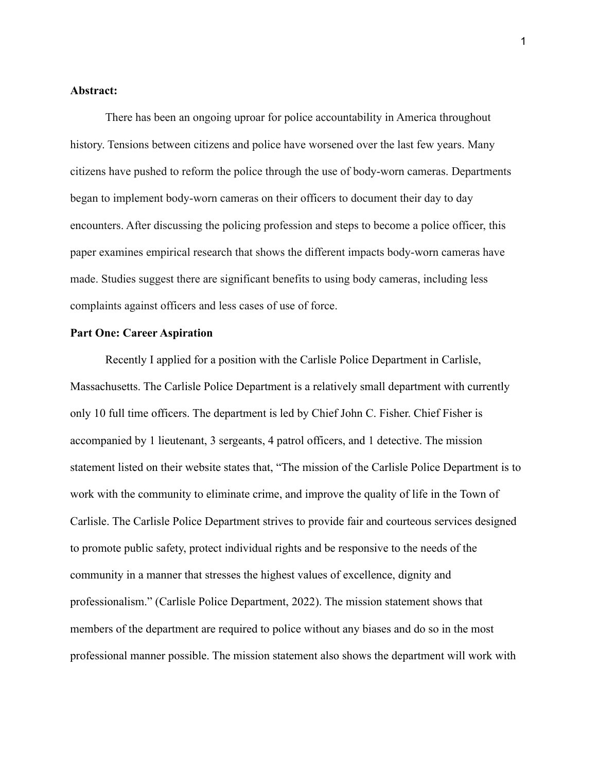**Abstract:**

There has been an ongoing uproar for police accountability in America throughout history. Tensions between citizens and police have worsened over the last few years. Many citizens have pushed to reform the police through the use of body-worn cameras. Departments began to implement body-worn cameras on their officers to document their day to day encounters. After discussing the policing profession and steps to become a police officer, this paper examines empirical research that shows the different impacts body-worn cameras have made. Studies suggest there are significant benefits to using body cameras, including less complaints against officers and less cases of use of force.

**Part One: Career Aspiration**

Recently I applied for a position with the Carlisle Police Department in Carlisle, Massachusetts. The Carlisle Police Department is a relatively small department with currently only 10 full time officers. The department is led by Chief John C. Fisher. Chief Fisher is accompanied by 1 lieutenant, 3 sergeants, 4 patrol officers, and 1 detective. The mission statement listed on their website states that, "The mission of the Carlisle Police Department is to work with the community to eliminate crime, and improve the quality of life in the Town of Carlisle. The Carlisle Police Department strives to provide fair and courteous services designed to promote public safety, protect individual rights and be responsive to the needs of the community in a manner that stresses the highest values of excellence, dignity and professionalism." (Carlisle Police Department, 2022). The mission statement shows that members of the department are required to police without any biases and do so in the most professional manner possible. The mission statement also shows the department will work with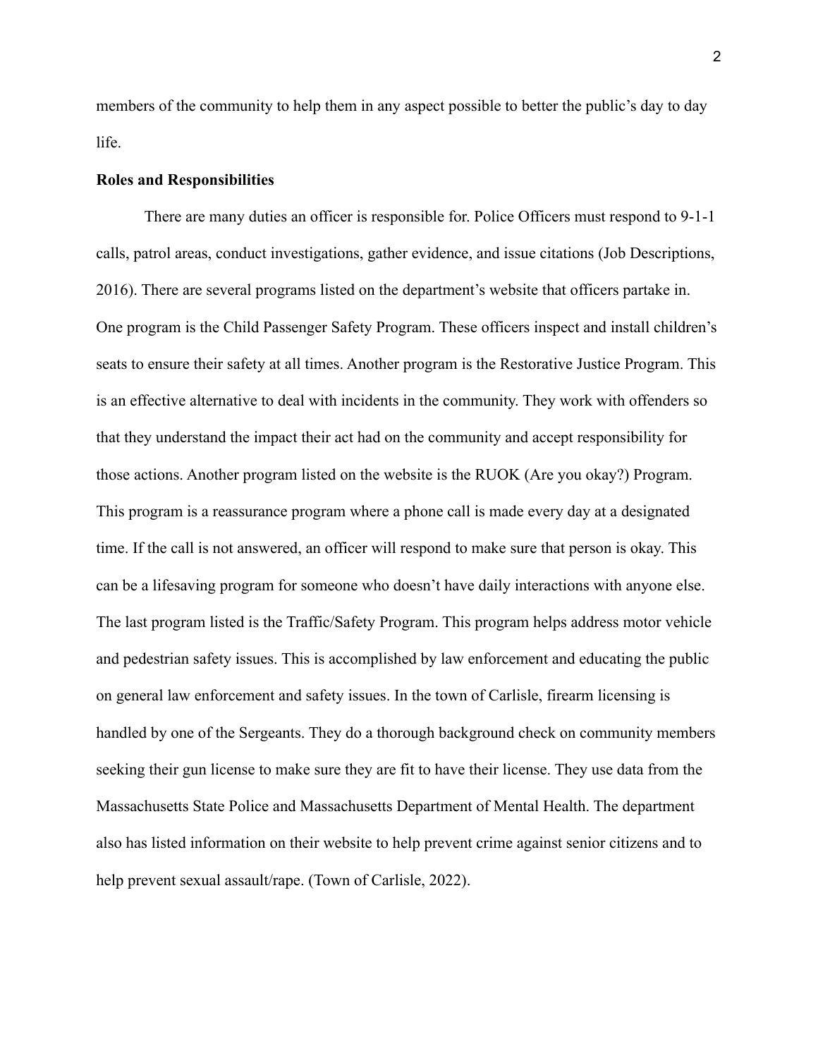members of the community to help them in any aspect possible to better the public's day to day life.

**Roles and Responsibilities**

There are many duties an officer is responsible for. Police Officers must respond to 9-1-1 calls, patrol areas, conduct investigations, gather evidence, and issue citations (Job Descriptions, 2016). There are several programs listed on the department's website that officers partake in. One program is the Child Passenger Safety Program. These officers inspect and install children's seats to ensure their safety at all times. Another program is the Restorative Justice Program. This is an effective alternative to deal with incidents in the community. They work with offenders so that they understand the impact their act had on the community and accept responsibility for those actions. Another program listed on the website is the RUOK (Are you okay?) Program. This program is a reassurance program where a phone call is made every day at a designated time. If the call is not answered, an officer will respond to make sure that person is okay. This can be a lifesaving program for someone who doesn't have daily interactions with anyone else. The last program listed is the Traffic/Safety Program. This program helps address motor vehicle and pedestrian safety issues. This is accomplished by law enforcement and educating the public on general law enforcement and safety issues. In the town of Carlisle, firearm licensing is handled by one of the Sergeants. They do a thorough background check on community members seeking their gun license to make sure they are fit to have their license. They use data from the Massachusetts State Police and Massachusetts Department of Mental Health. The department also has listed information on their website to help prevent crime against senior citizens and to help prevent sexual assault/rape. (Town of Carlisle, 2022).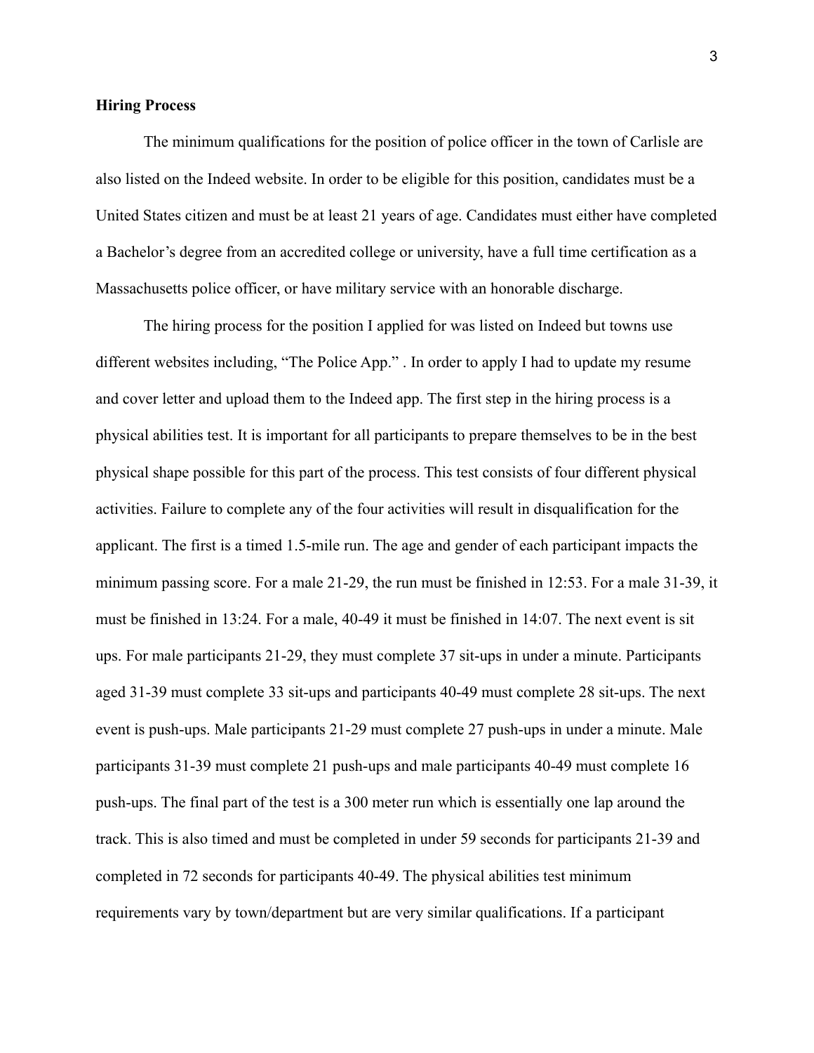**Hiring Process**

The minimum qualifications for the position of police officer in the town of Carlisle are also listed on the Indeed website. In order to be eligible for this position, candidates must be a United States citizen and must be at least 21 years of age. Candidates must either have completed a Bachelor's degree from an accredited college or university, have a full time certification as a Massachusetts police officer, or have military service with an honorable discharge.

The hiring process for the position I applied for was listed on Indeed but towns use different websites including, "The Police App." . In order to apply I had to update my resume and cover letter and upload them to the Indeed app. The first step in the hiring process is a physical abilities test. It is important for all participants to prepare themselves to be in the best physical shape possible for this part of the process. This test consists of four different physical activities. Failure to complete any of the four activities will result in disqualification for the applicant. The first is a timed 1.5-mile run. The age and gender of each participant impacts the minimum passing score. For a male 21-29, the run must be finished in 12:53. For a male 31-39, it must be finished in 13:24. For a male, 40-49 it must be finished in 14:07. The next event is sit ups. For male participants 21-29, they must complete 37 sit-ups in under a minute. Participants aged 31-39 must complete 33 sit-ups and participants 40-49 must complete 28 sit-ups. The next event is push-ups. Male participants 21-29 must complete 27 push-ups in under a minute. Male participants 31-39 must complete 21 push-ups and male participants 40-49 must complete 16 push-ups. The final part of the test is a 300 meter run which is essentially one lap around the track. This is also timed and must be completed in under 59 seconds for participants 21-39 and completed in 72 seconds for participants 40-49. The physical abilities test minimum requirements vary by town/department but are very similar qualifications. If a participant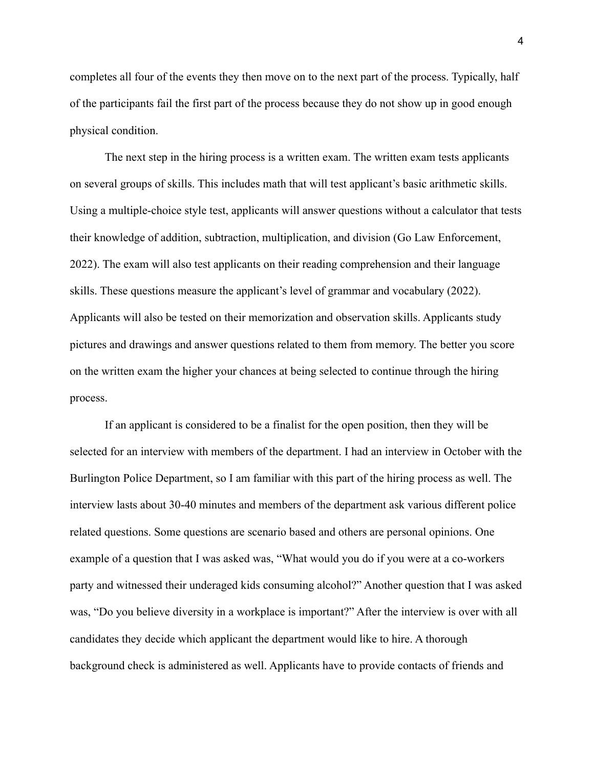completes all four of the events they then move on to the next part of the process. Typically, half of the participants fail the first part of the process because they do not show up in good enough physical condition.

The next step in the hiring process is a written exam. The written exam tests applicants on several groups of skills. This includes math that will test applicant's basic arithmetic skills. Using a multiple-choice style test, applicants will answer questions without a calculator that tests their knowledge of addition, subtraction, multiplication, and division (Go Law Enforcement, 2022). The exam will also test applicants on their reading comprehension and their language skills. These questions measure the applicant's level of grammar and vocabulary (2022). Applicants will also be tested on their memorization and observation skills. Applicants study pictures and drawings and answer questions related to them from memory. The better you score on the written exam the higher your chances at being selected to continue through the hiring process.

If an applicant is considered to be a finalist for the open position, then they will be selected for an interview with members of the department. I had an interview in October with the Burlington Police Department, so I am familiar with this part of the hiring process as well. The interview lasts about 30-40 minutes and members of the department ask various different police related questions. Some questions are scenario based and others are personal opinions. One example of a question that I was asked was, "What would you do if you were at a co-workers party and witnessed their underaged kids consuming alcohol?" Another question that I was asked was, "Do you believe diversity in a workplace is important?" After the interview is over with all candidates they decide which applicant the department would like to hire. A thorough background check is administered as well. Applicants have to provide contacts of friends and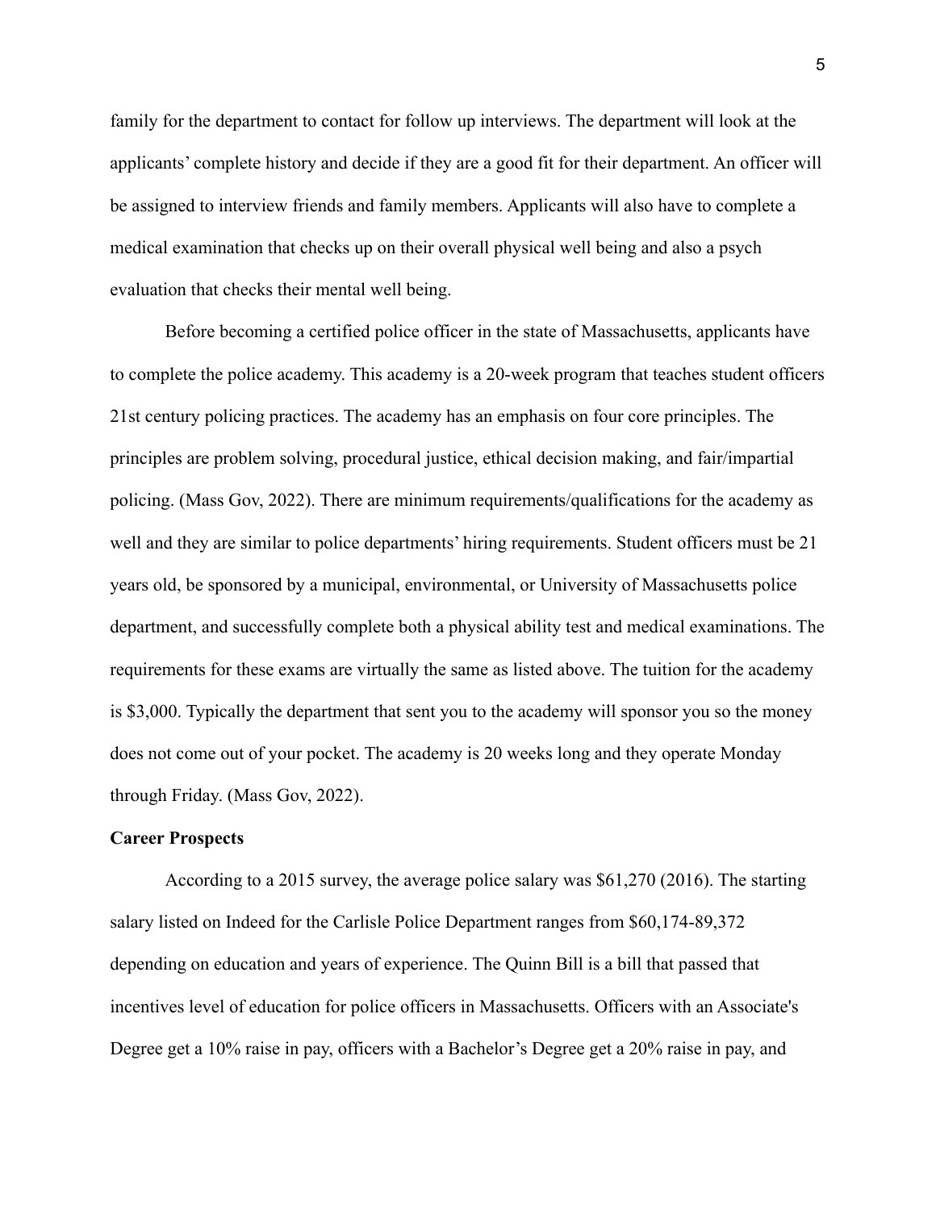family for the department to contact for follow up interviews. The department will look at the applicants' complete history and decide if they are a good fit for their department. An officer will be assigned to interview friends and family members. Applicants will also have to complete a medical examination that checks up on their overall physical well being and also a psych evaluation that checks their mental well being.

Before becoming a certified police officer in the state of Massachusetts, applicants have to complete the police academy. This academy is a 20-week program that teaches student officers 21st century policing practices. The academy has an emphasis on four core principles. The principles are problem solving, procedural justice, ethical decision making, and fair/impartial policing. (Mass Gov, 2022). There are minimum requirements/qualifications for the academy as well and they are similar to police departments' hiring requirements. Student officers must be 21 years old, be sponsored by a municipal, environmental, or University of Massachusetts police department, and successfully complete both a physical ability test and medical examinations. The requirements for these exams are virtually the same as listed above. The tuition for the academy is $3,000. Typically the department that sent you to the academy will sponsor you so the money does not come out of your pocket. The academy is 20 weeks long and they operate Monday through Friday. (Mass Gov, 2022).

**Career Prospects**

According to a 2015 survey, the average police salary was $61,270 (2016). The starting salary listed on Indeed for the Carlisle Police Department ranges from $60,174-89,372 depending on education and years of experience. The Quinn Bill is a bill that passed that incentives level of education for police officers in Massachusetts. Officers with an Associate's Degree get a 10% raise in pay, officers with a Bachelor's Degree get a 20% raise in pay, and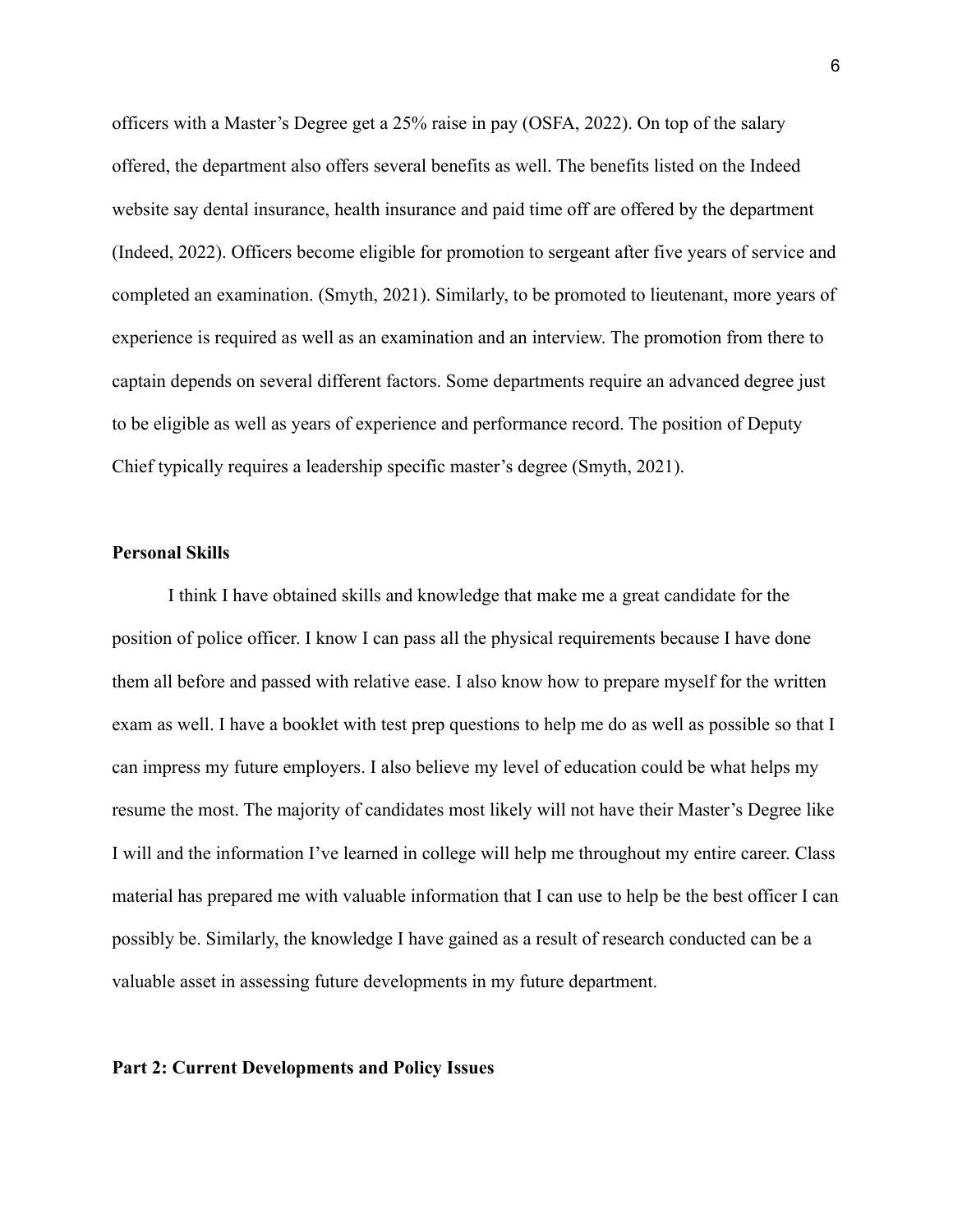officers with a Master's Degree get a 25% raise in pay (OSFA, 2022). On top of the salary offered, the department also offers several benefits as well. The benefits listed on the Indeed website say dental insurance, health insurance and paid time off are offered by the department (Indeed, 2022). Officers become eligible for promotion to sergeant after five years of service and completed an examination. (Smyth, 2021). Similarly, to be promoted to lieutenant, more years of experience is required as well as an examination and an interview. The promotion from there to captain depends on several different factors. Some departments require an advanced degree just to be eligible as well as years of experience and performance record. The position of Deputy Chief typically requires a leadership specific master's degree (Smyth, 2021).

### Personal Skills

I think I have obtained skills and knowledge that make me a great candidate for the position of police officer. I know I can pass all the physical requirements because I have done them all before and passed with relative ease. I also know how to prepare myself for the written exam as well. I have a booklet with test prep questions to help me do as well as possible so that I can impress my future employers. I also believe my level of education could be what helps my resume the most. The majority of candidates most likely will not have their Master's Degree like I will and the information I've learned in college will help me throughout my entire career. Class material has prepared me with valuable information that I can use to help be the best officer I can possibly be. Similarly, the knowledge I have gained as a result of research conducted can be a valuable asset in assessing future developments in my future department.

## Part 2: Current Developments and Policy Issues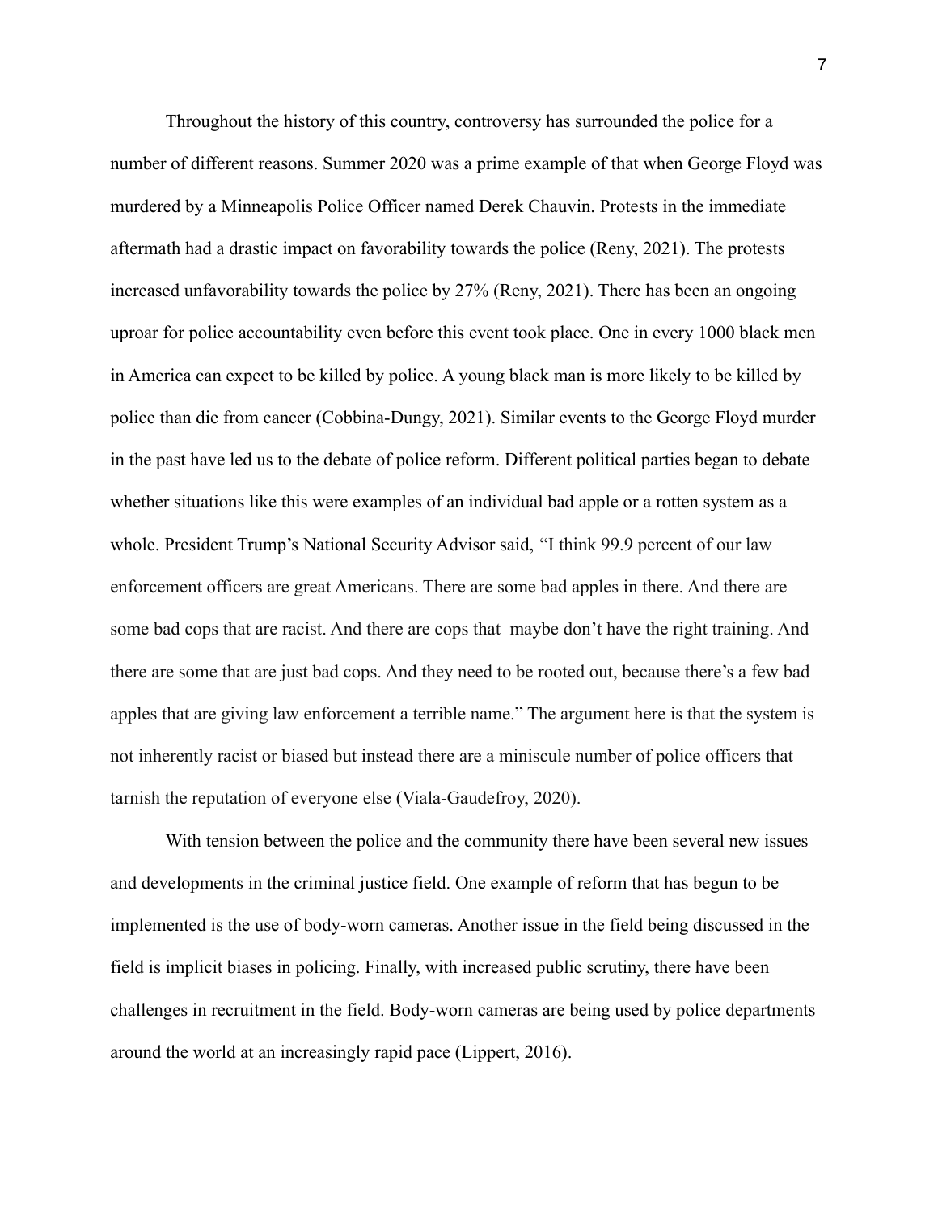Throughout the history of this country, controversy has surrounded the police for a number of different reasons. Summer 2020 was a prime example of that when George Floyd was murdered by a Minneapolis Police Officer named Derek Chauvin. Protests in the immediate aftermath had a drastic impact on favorability towards the police (Reny, 2021). The protests increased unfavorability towards the police by 27% (Reny, 2021). There has been an ongoing uproar for police accountability even before this event took place. One in every 1000 black men in America can expect to be killed by police. A young black man is more likely to be killed by police than die from cancer (Cobbina-Dungy, 2021). Similar events to the George Floyd murder in the past have led us to the debate of police reform. Different political parties began to debate whether situations like this were examples of an individual bad apple or a rotten system as a whole. President Trump's National Security Advisor said, "I think 99.9 percent of our law enforcement officers are great Americans. There are some bad apples in there. And there are some bad cops that are racist. And there are cops that maybe don't have the right training. And there are some that are just bad cops. And they need to be rooted out, because there's a few bad apples that are giving law enforcement a terrible name." The argument here is that the system is not inherently racist or biased but instead there are a miniscule number of police officers that tarnish the reputation of everyone else (Viala-Gaudefroy, 2020).

With tension between the police and the community there have been several new issues and developments in the criminal justice field. One example of reform that has begun to be implemented is the use of body-worn cameras. Another issue in the field being discussed in the field is implicit biases in policing. Finally, with increased public scrutiny, there have been challenges in recruitment in the field. Body-worn cameras are being used by police departments around the world at an increasingly rapid pace (Lippert, 2016).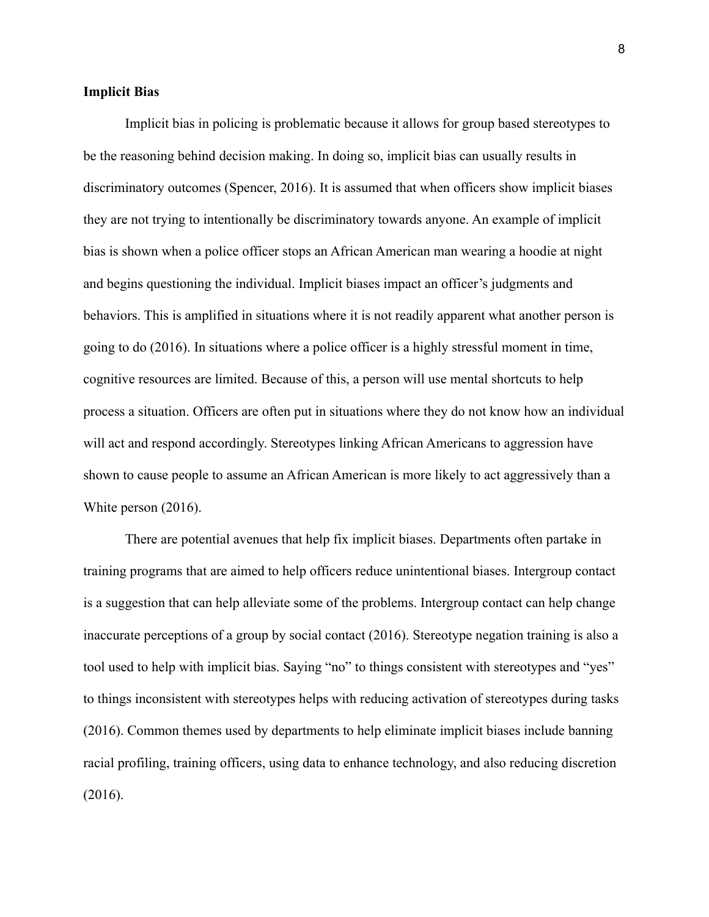**Implicit Bias**

Implicit bias in policing is problematic because it allows for group based stereotypes to be the reasoning behind decision making. In doing so, implicit bias can usually results in discriminatory outcomes (Spencer, 2016). It is assumed that when officers show implicit biases they are not trying to intentionally be discriminatory towards anyone. An example of implicit bias is shown when a police officer stops an African American man wearing a hoodie at night and begins questioning the individual. Implicit biases impact an officer's judgments and behaviors. This is amplified in situations where it is not readily apparent what another person is going to do (2016). In situations where a police officer is a highly stressful moment in time, cognitive resources are limited. Because of this, a person will use mental shortcuts to help process a situation. Officers are often put in situations where they do not know how an individual will act and respond accordingly. Stereotypes linking African Americans to aggression have shown to cause people to assume an African American is more likely to act aggressively than a White person (2016).

There are potential avenues that help fix implicit biases. Departments often partake in training programs that are aimed to help officers reduce unintentional biases. Intergroup contact is a suggestion that can help alleviate some of the problems. Intergroup contact can help change inaccurate perceptions of a group by social contact (2016). Stereotype negation training is also a tool used to help with implicit bias. Saying "no" to things consistent with stereotypes and "yes" to things inconsistent with stereotypes helps with reducing activation of stereotypes during tasks (2016). Common themes used by departments to help eliminate implicit biases include banning racial profiling, training officers, using data to enhance technology, and also reducing discretion (2016).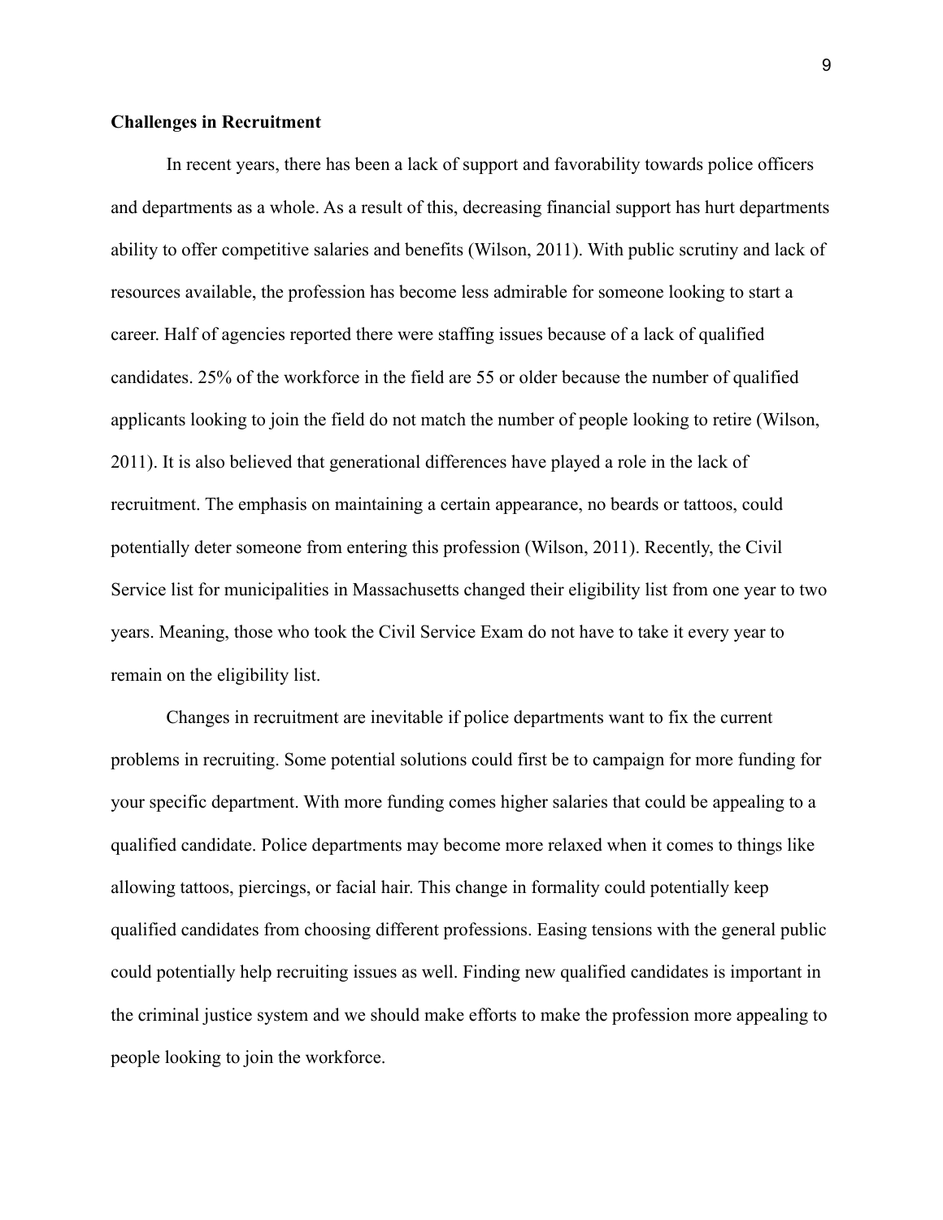**Challenges in Recruitment**

In recent years, there has been a lack of support and favorability towards police officers and departments as a whole. As a result of this, decreasing financial support has hurt departments ability to offer competitive salaries and benefits (Wilson, 2011). With public scrutiny and lack of resources available, the profession has become less admirable for someone looking to start a career. Half of agencies reported there were staffing issues because of a lack of qualified candidates. 25% of the workforce in the field are 55 or older because the number of qualified applicants looking to join the field do not match the number of people looking to retire (Wilson, 2011). It is also believed that generational differences have played a role in the lack of recruitment. The emphasis on maintaining a certain appearance, no beards or tattoos, could potentially deter someone from entering this profession (Wilson, 2011). Recently, the Civil Service list for municipalities in Massachusetts changed their eligibility list from one year to two years. Meaning, those who took the Civil Service Exam do not have to take it every year to remain on the eligibility list.

Changes in recruitment are inevitable if police departments want to fix the current problems in recruiting. Some potential solutions could first be to campaign for more funding for your specific department. With more funding comes higher salaries that could be appealing to a qualified candidate. Police departments may become more relaxed when it comes to things like allowing tattoos, piercings, or facial hair. This change in formality could potentially keep qualified candidates from choosing different professions. Easing tensions with the general public could potentially help recruiting issues as well. Finding new qualified candidates is important in the criminal justice system and we should make efforts to make the profession more appealing to people looking to join the workforce.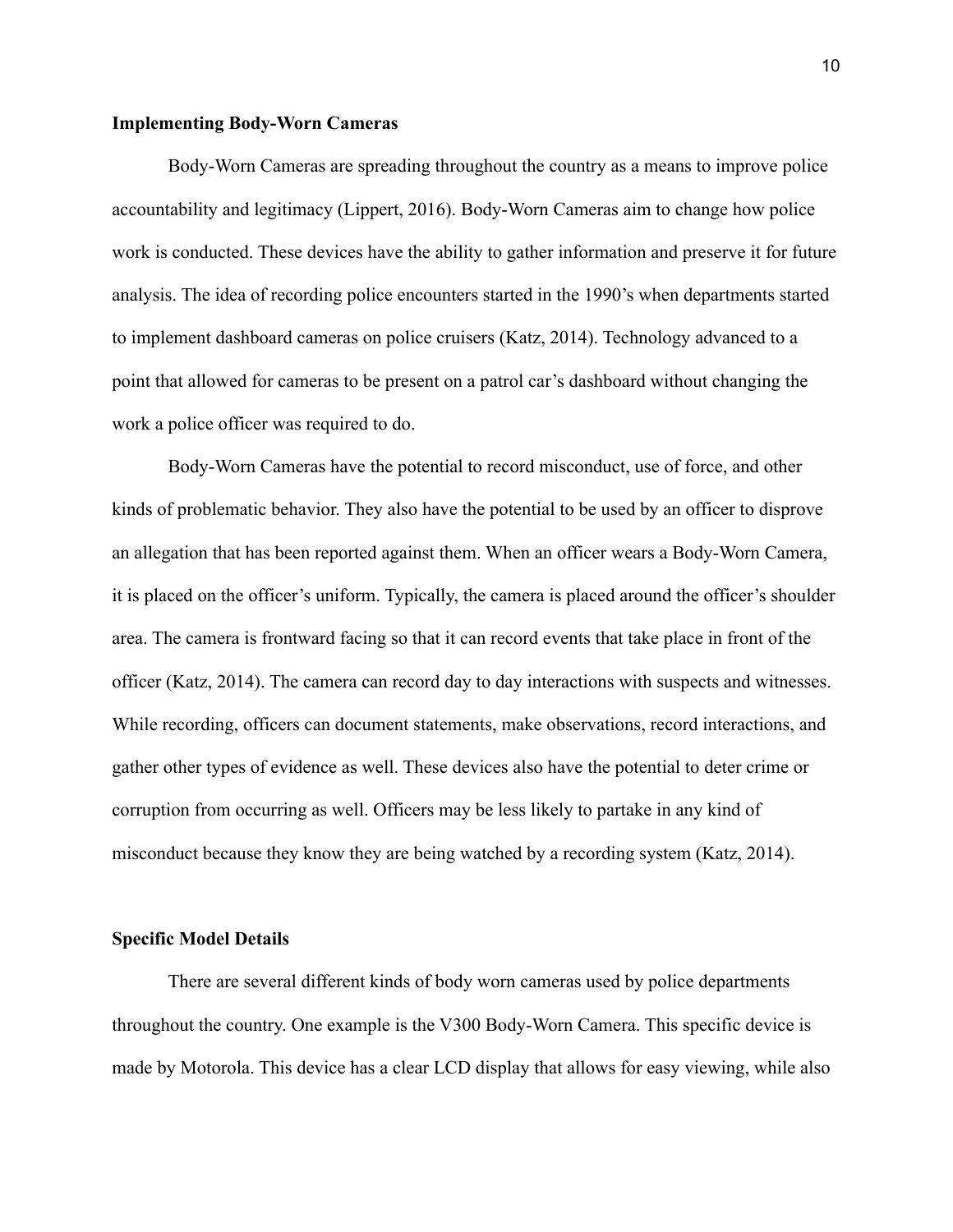**Implementing Body-Worn Cameras**

Body-Worn Cameras are spreading throughout the country as a means to improve police accountability and legitimacy (Lippert, 2016). Body-Worn Cameras aim to change how police work is conducted. These devices have the ability to gather information and preserve it for future analysis. The idea of recording police encounters started in the 1990's when departments started to implement dashboard cameras on police cruisers (Katz, 2014). Technology advanced to a point that allowed for cameras to be present on a patrol car's dashboard without changing the work a police officer was required to do.

Body-Worn Cameras have the potential to record misconduct, use of force, and other kinds of problematic behavior. They also have the potential to be used by an officer to disprove an allegation that has been reported against them. When an officer wears a Body-Worn Camera, it is placed on the officer's uniform. Typically, the camera is placed around the officer's shoulder area. The camera is frontward facing so that it can record events that take place in front of the officer (Katz, 2014). The camera can record day to day interactions with suspects and witnesses. While recording, officers can document statements, make observations, record interactions, and gather other types of evidence as well. These devices also have the potential to deter crime or corruption from occurring as well. Officers may be less likely to partake in any kind of misconduct because they know they are being watched by a recording system (Katz, 2014).

**Specific Model Details**

There are several different kinds of body worn cameras used by police departments throughout the country. One example is the V300 Body-Worn Camera. This specific device is made by Motorola. This device has a clear LCD display that allows for easy viewing, while also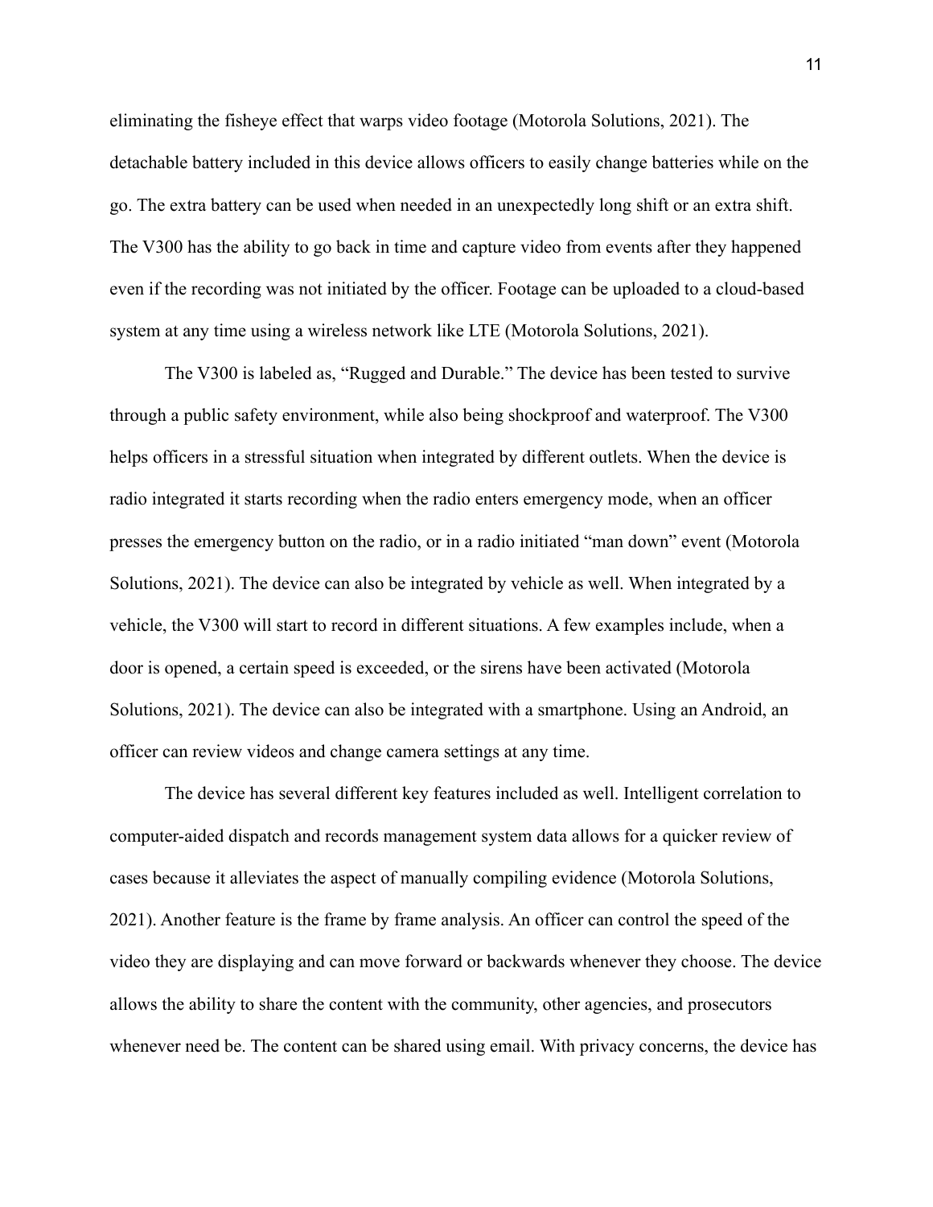eliminating the fisheye effect that warps video footage (Motorola Solutions, 2021). The detachable battery included in this device allows officers to easily change batteries while on the go. The extra battery can be used when needed in an unexpectedly long shift or an extra shift. The V300 has the ability to go back in time and capture video from events after they happened even if the recording was not initiated by the officer. Footage can be uploaded to a cloud-based system at any time using a wireless network like LTE (Motorola Solutions, 2021).

The V300 is labeled as, "Rugged and Durable." The device has been tested to survive through a public safety environment, while also being shockproof and waterproof. The V300 helps officers in a stressful situation when integrated by different outlets. When the device is radio integrated it starts recording when the radio enters emergency mode, when an officer presses the emergency button on the radio, or in a radio initiated "man down" event (Motorola Solutions, 2021). The device can also be integrated by vehicle as well. When integrated by a vehicle, the V300 will start to record in different situations. A few examples include, when a door is opened, a certain speed is exceeded, or the sirens have been activated (Motorola Solutions, 2021). The device can also be integrated with a smartphone. Using an Android, an officer can review videos and change camera settings at any time.

The device has several different key features included as well. Intelligent correlation to computer-aided dispatch and records management system data allows for a quicker review of cases because it alleviates the aspect of manually compiling evidence (Motorola Solutions, 2021). Another feature is the frame by frame analysis. An officer can control the speed of the video they are displaying and can move forward or backwards whenever they choose. The device allows the ability to share the content with the community, other agencies, and prosecutors whenever need be. The content can be shared using email. With privacy concerns, the device has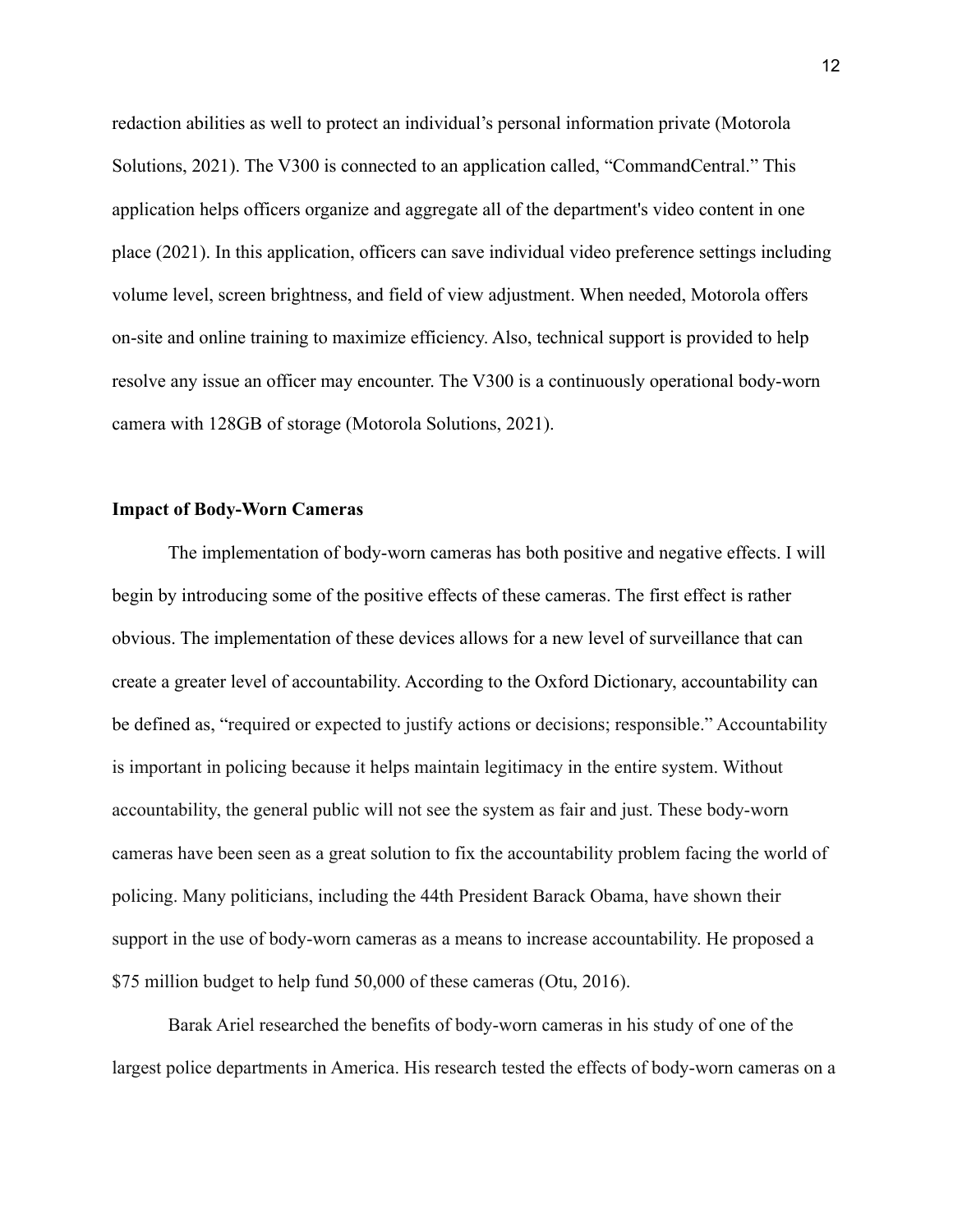redaction abilities as well to protect an individual's personal information private (Motorola Solutions, 2021). The V300 is connected to an application called, "CommandCentral." This application helps officers organize and aggregate all of the department's video content in one place (2021). In this application, officers can save individual video preference settings including volume level, screen brightness, and field of view adjustment. When needed, Motorola offers on-site and online training to maximize efficiency. Also, technical support is provided to help resolve any issue an officer may encounter. The V300 is a continuously operational body-worn camera with 128GB of storage (Motorola Solutions, 2021).

**Impact of Body-Worn Cameras**

The implementation of body-worn cameras has both positive and negative effects. I will begin by introducing some of the positive effects of these cameras. The first effect is rather obvious. The implementation of these devices allows for a new level of surveillance that can create a greater level of accountability. According to the Oxford Dictionary, accountability can be defined as, "required or expected to justify actions or decisions; responsible." Accountability is important in policing because it helps maintain legitimacy in the entire system. Without accountability, the general public will not see the system as fair and just. These body-worn cameras have been seen as a great solution to fix the accountability problem facing the world of policing. Many politicians, including the 44th President Barack Obama, have shown their support in the use of body-worn cameras as a means to increase accountability. He proposed a $75 million budget to help fund 50,000 of these cameras (Otu, 2016).

Barak Ariel researched the benefits of body-worn cameras in his study of one of the largest police departments in America. His research tested the effects of body-worn cameras on a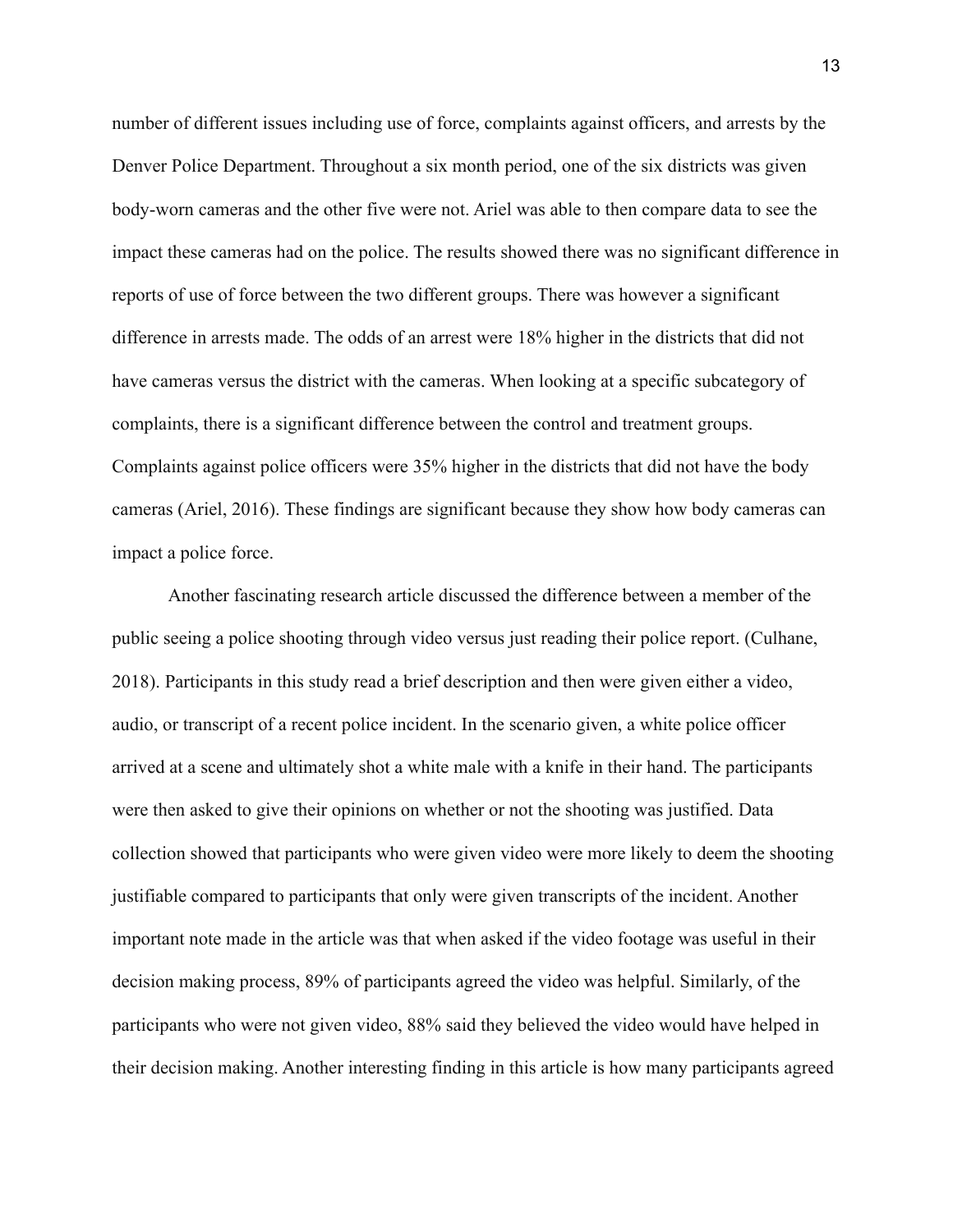number of different issues including use of force, complaints against officers, and arrests by the Denver Police Department. Throughout a six month period, one of the six districts was given body-worn cameras and the other five were not. Ariel was able to then compare data to see the impact these cameras had on the police. The results showed there was no significant difference in reports of use of force between the two different groups. There was however a significant difference in arrests made. The odds of an arrest were 18% higher in the districts that did not have cameras versus the district with the cameras. When looking at a specific subcategory of complaints, there is a significant difference between the control and treatment groups. Complaints against police officers were 35% higher in the districts that did not have the body cameras (Ariel, 2016). These findings are significant because they show how body cameras can impact a police force.

Another fascinating research article discussed the difference between a member of the public seeing a police shooting through video versus just reading their police report. (Culhane, 2018). Participants in this study read a brief description and then were given either a video, audio, or transcript of a recent police incident. In the scenario given, a white police officer arrived at a scene and ultimately shot a white male with a knife in their hand. The participants were then asked to give their opinions on whether or not the shooting was justified. Data collection showed that participants who were given video were more likely to deem the shooting justifiable compared to participants that only were given transcripts of the incident. Another important note made in the article was that when asked if the video footage was useful in their decision making process, 89% of participants agreed the video was helpful. Similarly, of the participants who were not given video, 88% said they believed the video would have helped in their decision making. Another interesting finding in this article is how many participants agreed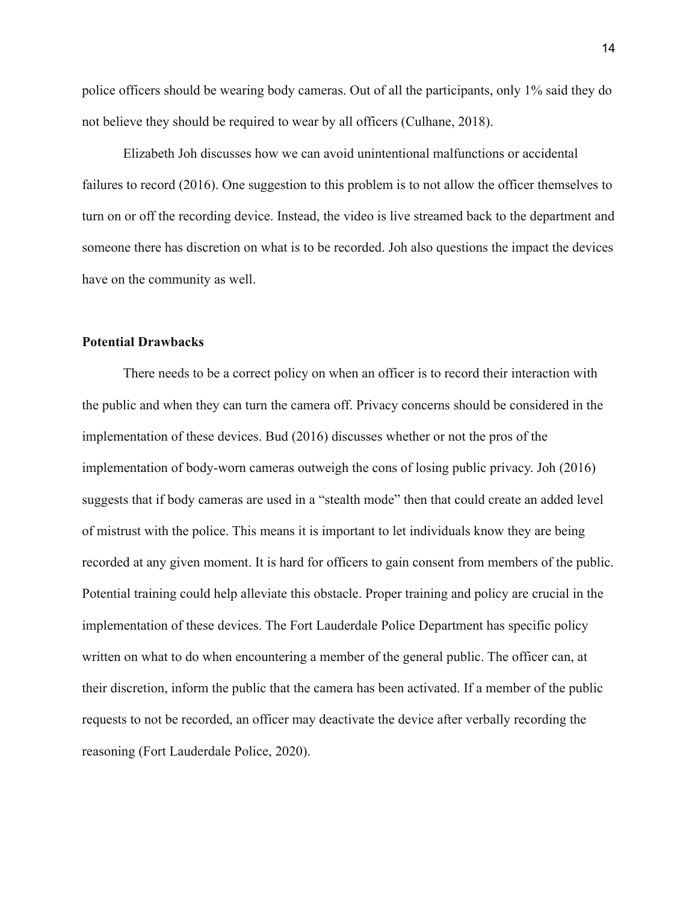police officers should be wearing body cameras. Out of all the participants, only 1% said they do not believe they should be required to wear by all officers (Culhane, 2018).

Elizabeth Joh discusses how we can avoid unintentional malfunctions or accidental failures to record (2016). One suggestion to this problem is to not allow the officer themselves to turn on or off the recording device. Instead, the video is live streamed back to the department and someone there has discretion on what is to be recorded. Joh also questions the impact the devices have on the community as well.

**Potential Drawbacks**

There needs to be a correct policy on when an officer is to record their interaction with the public and when they can turn the camera off. Privacy concerns should be considered in the implementation of these devices. Bud (2016) discusses whether or not the pros of the implementation of body-worn cameras outweigh the cons of losing public privacy. Joh (2016) suggests that if body cameras are used in a "stealth mode" then that could create an added level of mistrust with the police. This means it is important to let individuals know they are being recorded at any given moment. It is hard for officers to gain consent from members of the public. Potential training could help alleviate this obstacle. Proper training and policy are crucial in the implementation of these devices. The Fort Lauderdale Police Department has specific policy written on what to do when encountering a member of the general public. The officer can, at their discretion, inform the public that the camera has been activated. If a member of the public requests to not be recorded, an officer may deactivate the device after verbally recording the reasoning (Fort Lauderdale Police, 2020).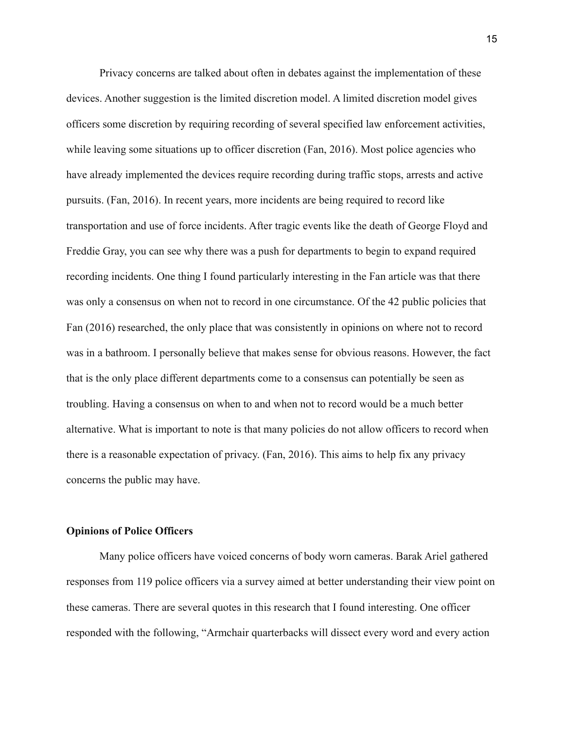Privacy concerns are talked about often in debates against the implementation of these devices. Another suggestion is the limited discretion model. A limited discretion model gives officers some discretion by requiring recording of several specified law enforcement activities, while leaving some situations up to officer discretion (Fan, 2016). Most police agencies who have already implemented the devices require recording during traffic stops, arrests and active pursuits. (Fan, 2016). In recent years, more incidents are being required to record like transportation and use of force incidents. After tragic events like the death of George Floyd and Freddie Gray, you can see why there was a push for departments to begin to expand required recording incidents. One thing I found particularly interesting in the Fan article was that there was only a consensus on when not to record in one circumstance. Of the 42 public policies that Fan (2016) researched, the only place that was consistently in opinions on where not to record was in a bathroom. I personally believe that makes sense for obvious reasons. However, the fact that is the only place different departments come to a consensus can potentially be seen as troubling. Having a consensus on when to and when not to record would be a much better alternative. What is important to note is that many policies do not allow officers to record when there is a reasonable expectation of privacy. (Fan, 2016). This aims to help fix any privacy concerns the public may have.

**Opinions of Police Officers**

Many police officers have voiced concerns of body worn cameras. Barak Ariel gathered responses from 119 police officers via a survey aimed at better understanding their view point on these cameras. There are several quotes in this research that I found interesting. One officer responded with the following, "Armchair quarterbacks will dissect every word and every action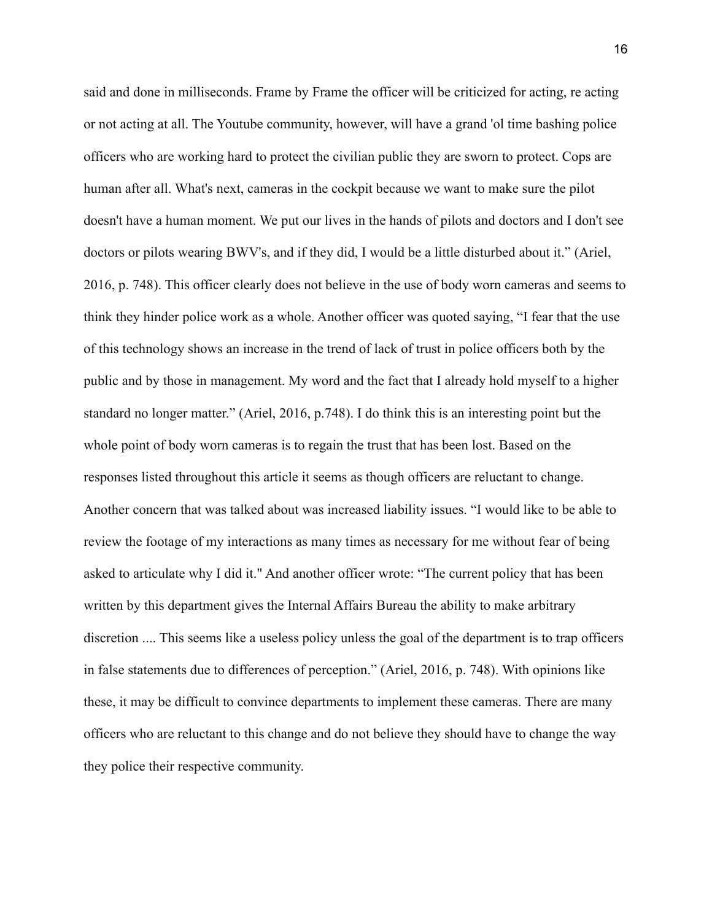said and done in milliseconds. Frame by Frame the officer will be criticized for acting, re acting or not acting at all. The Youtube community, however, will have a grand 'ol time bashing police officers who are working hard to protect the civilian public they are sworn to protect. Cops are human after all. What's next, cameras in the cockpit because we want to make sure the pilot doesn't have a human moment. We put our lives in the hands of pilots and doctors and I don't see doctors or pilots wearing BWV's, and if they did, I would be a little disturbed about it." (Ariel, 2016, p. 748). This officer clearly does not believe in the use of body worn cameras and seems to think they hinder police work as a whole. Another officer was quoted saying, "I fear that the use of this technology shows an increase in the trend of lack of trust in police officers both by the public and by those in management. My word and the fact that I already hold myself to a higher standard no longer matter." (Ariel, 2016, p.748). I do think this is an interesting point but the whole point of body worn cameras is to regain the trust that has been lost. Based on the responses listed throughout this article it seems as though officers are reluctant to change. Another concern that was talked about was increased liability issues. "I would like to be able to review the footage of my interactions as many times as necessary for me without fear of being asked to articulate why I did it." And another officer wrote: "The current policy that has been written by this department gives the Internal Affairs Bureau the ability to make arbitrary discretion .... This seems like a useless policy unless the goal of the department is to trap officers in false statements due to differences of perception." (Ariel, 2016, p. 748). With opinions like these, it may be difficult to convince departments to implement these cameras. There are many officers who are reluctant to this change and do not believe they should have to change the way they police their respective community.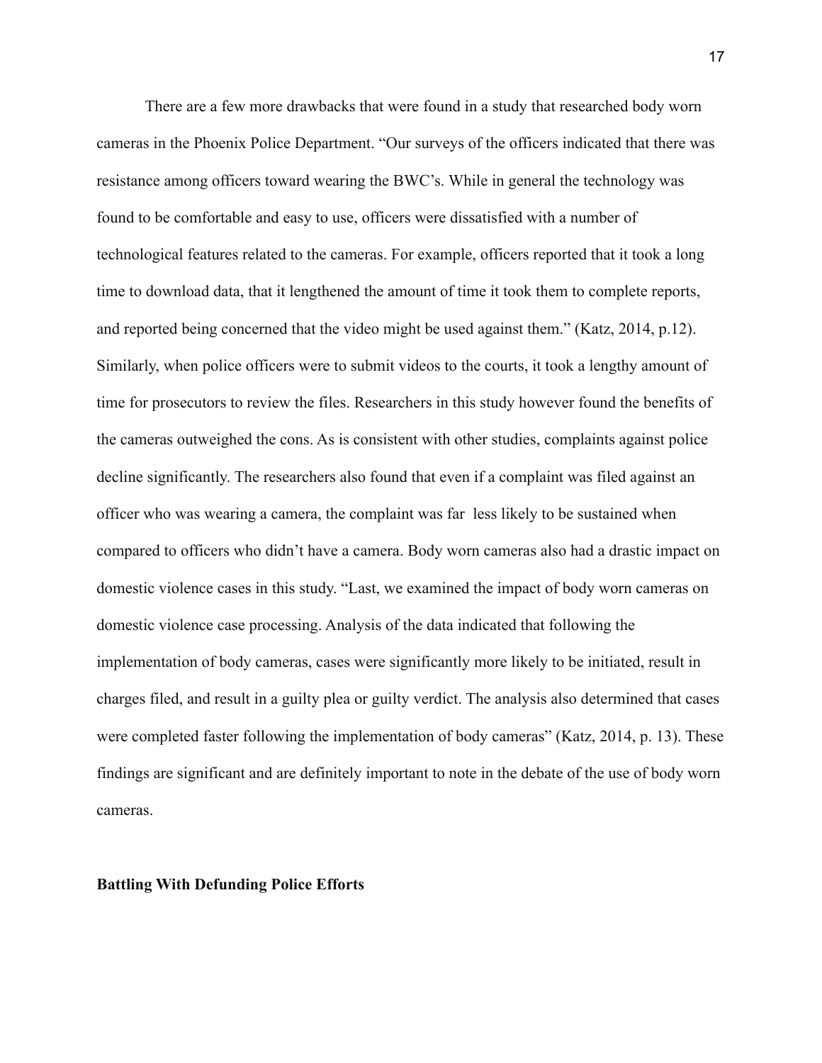There are a few more drawbacks that were found in a study that researched body worn cameras in the Phoenix Police Department. “Our surveys of the officers indicated that there was resistance among officers toward wearing the BWC’s. While in general the technology was found to be comfortable and easy to use, officers were dissatisfied with a number of technological features related to the cameras. For example, officers reported that it took a long time to download data, that it lengthened the amount of time it took them to complete reports, and reported being concerned that the video might be used against them.” (Katz, 2014, p.12). Similarly, when police officers were to submit videos to the courts, it took a lengthy amount of time for prosecutors to review the files. Researchers in this study however found the benefits of the cameras outweighed the cons. As is consistent with other studies, complaints against police decline significantly. The researchers also found that even if a complaint was filed against an officer who was wearing a camera, the complaint was far  less likely to be sustained when compared to officers who didn’t have a camera. Body worn cameras also had a drastic impact on domestic violence cases in this study. “Last, we examined the impact of body worn cameras on domestic violence case processing. Analysis of the data indicated that following the implementation of body cameras, cases were significantly more likely to be initiated, result in charges filed, and result in a guilty plea or guilty verdict. The analysis also determined that cases were completed faster following the implementation of body cameras” (Katz, 2014, p. 13). These findings are significant and are definitely important to note in the debate of the use of body worn cameras.

**Battling With Defunding Police Efforts**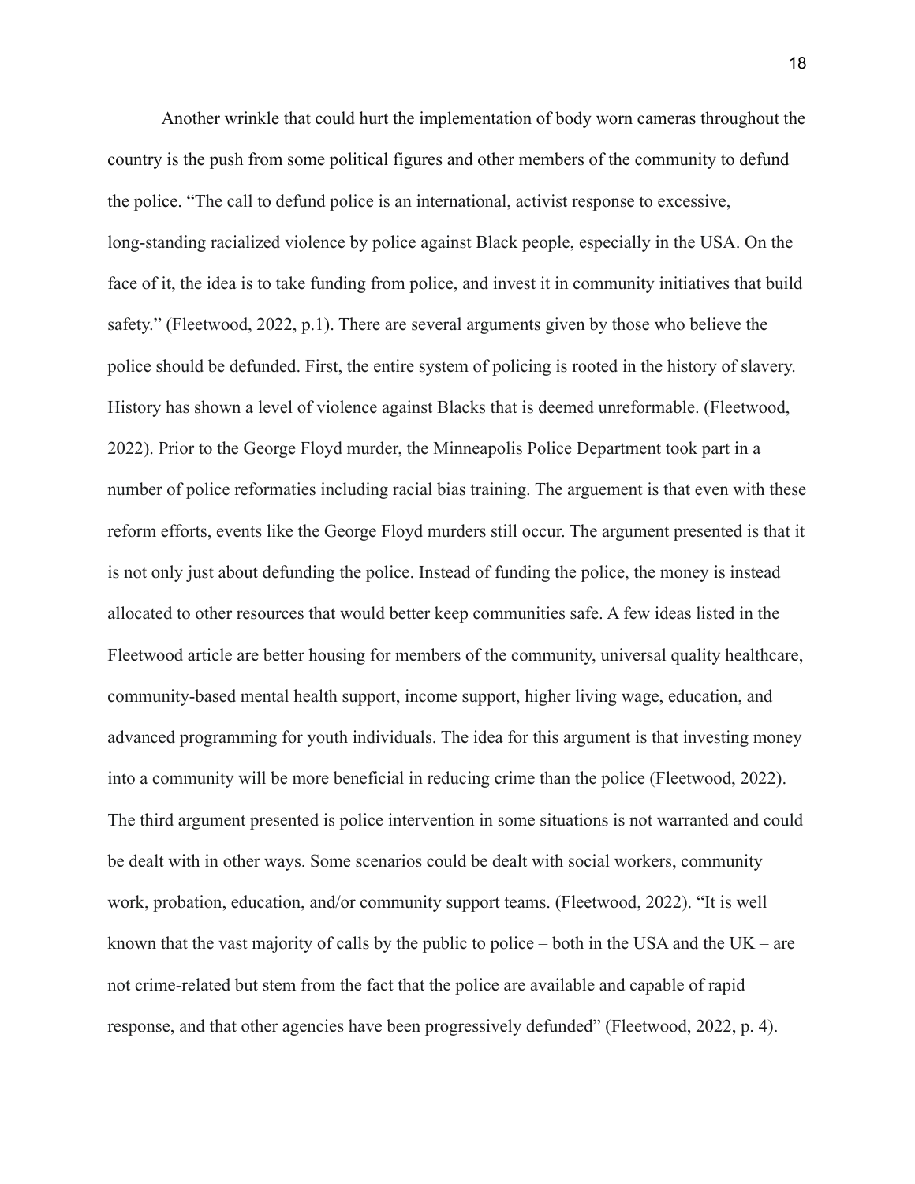Another wrinkle that could hurt the implementation of body worn cameras throughout the country is the push from some political figures and other members of the community to defund the police. "The call to defund police is an international, activist response to excessive, long-standing racialized violence by police against Black people, especially in the USA. On the face of it, the idea is to take funding from police, and invest it in community initiatives that build safety." (Fleetwood, 2022, p.1). There are several arguments given by those who believe the police should be defunded. First, the entire system of policing is rooted in the history of slavery. History has shown a level of violence against Blacks that is deemed unreformable. (Fleetwood, 2022). Prior to the George Floyd murder, the Minneapolis Police Department took part in a number of police reformaties including racial bias training. The arguement is that even with these reform efforts, events like the George Floyd murders still occur. The argument presented is that it is not only just about defunding the police. Instead of funding the police, the money is instead allocated to other resources that would better keep communities safe. A few ideas listed in the Fleetwood article are better housing for members of the community, universal quality healthcare, community-based mental health support, income support, higher living wage, education, and advanced programming for youth individuals. The idea for this argument is that investing money into a community will be more beneficial in reducing crime than the police (Fleetwood, 2022). The third argument presented is police intervention in some situations is not warranted and could be dealt with in other ways. Some scenarios could be dealt with social workers, community work, probation, education, and/or community support teams. (Fleetwood, 2022). "It is well known that the vast majority of calls by the public to police – both in the USA and the UK – are not crime-related but stem from the fact that the police are available and capable of rapid response, and that other agencies have been progressively defunded" (Fleetwood, 2022, p. 4).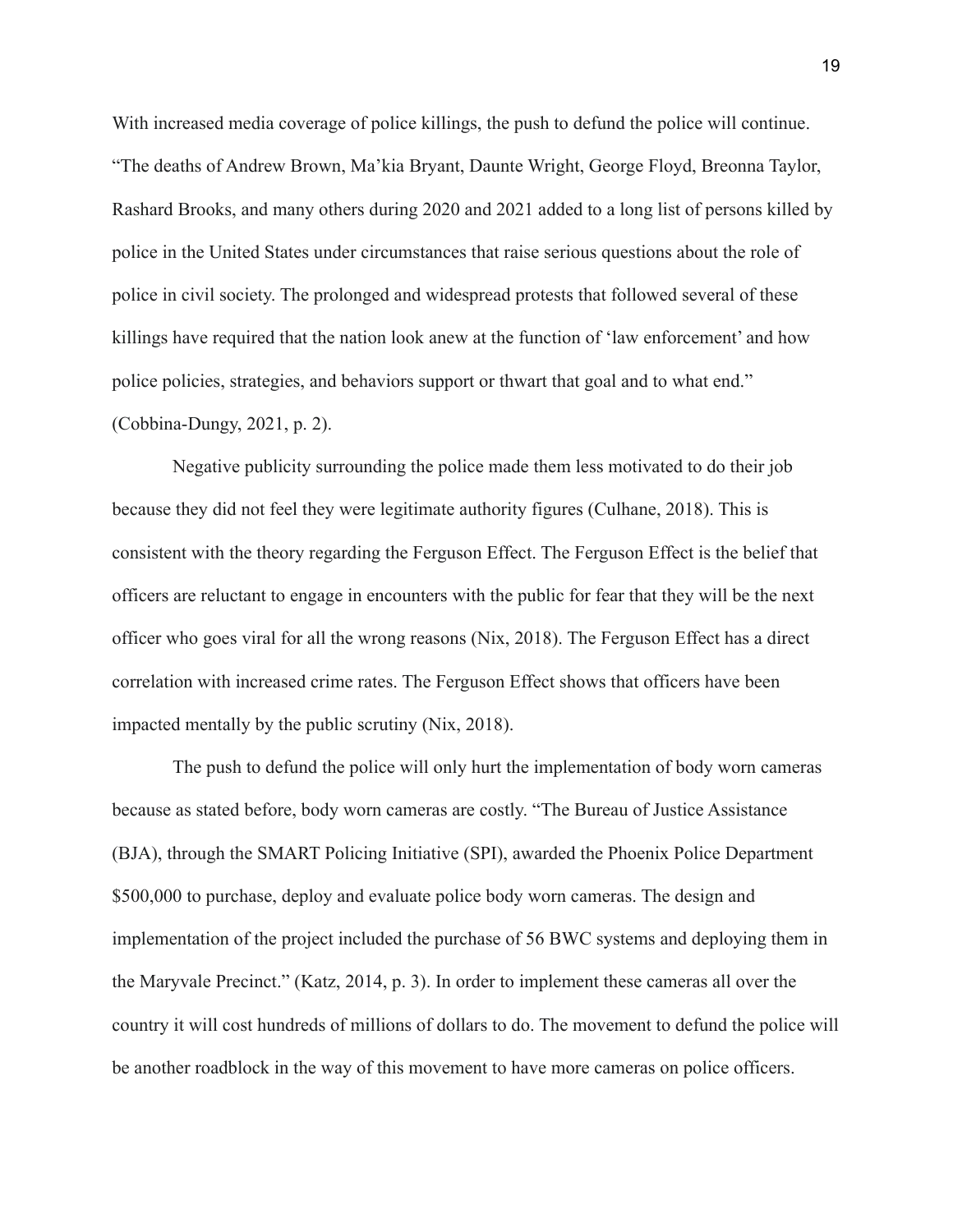With increased media coverage of police killings, the push to defund the police will continue. "The deaths of Andrew Brown, Ma'kia Bryant, Daunte Wright, George Floyd, Breonna Taylor, Rashard Brooks, and many others during 2020 and 2021 added to a long list of persons killed by police in the United States under circumstances that raise serious questions about the role of police in civil society. The prolonged and widespread protests that followed several of these killings have required that the nation look anew at the function of 'law enforcement' and how police policies, strategies, and behaviors support or thwart that goal and to what end." (Cobbina-Dungy, 2021, p. 2).

Negative publicity surrounding the police made them less motivated to do their job because they did not feel they were legitimate authority figures (Culhane, 2018). This is consistent with the theory regarding the Ferguson Effect. The Ferguson Effect is the belief that officers are reluctant to engage in encounters with the public for fear that they will be the next officer who goes viral for all the wrong reasons (Nix, 2018). The Ferguson Effect has a direct correlation with increased crime rates. The Ferguson Effect shows that officers have been impacted mentally by the public scrutiny (Nix, 2018).

The push to defund the police will only hurt the implementation of body worn cameras because as stated before, body worn cameras are costly. "The Bureau of Justice Assistance (BJA), through the SMART Policing Initiative (SPI), awarded the Phoenix Police Department $500,000 to purchase, deploy and evaluate police body worn cameras. The design and implementation of the project included the purchase of 56 BWC systems and deploying them in the Maryvale Precinct." (Katz, 2014, p. 3). In order to implement these cameras all over the country it will cost hundreds of millions of dollars to do. The movement to defund the police will be another roadblock in the way of this movement to have more cameras on police officers.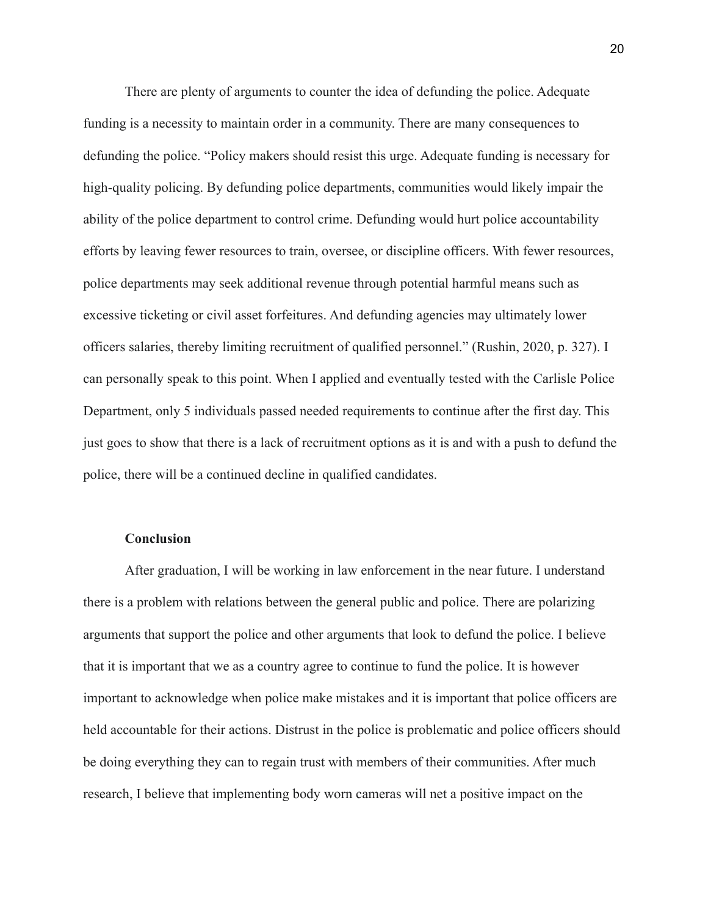There are plenty of arguments to counter the idea of defunding the police. Adequate funding is a necessity to maintain order in a community. There are many consequences to defunding the police. "Policy makers should resist this urge. Adequate funding is necessary for high-quality policing. By defunding police departments, communities would likely impair the ability of the police department to control crime. Defunding would hurt police accountability efforts by leaving fewer resources to train, oversee, or discipline officers. With fewer resources, police departments may seek additional revenue through potential harmful means such as excessive ticketing or civil asset forfeitures. And defunding agencies may ultimately lower officers salaries, thereby limiting recruitment of qualified personnel." (Rushin, 2020, p. 327). I can personally speak to this point. When I applied and eventually tested with the Carlisle Police Department, only 5 individuals passed needed requirements to continue after the first day. This just goes to show that there is a lack of recruitment options as it is and with a push to defund the police, there will be a continued decline in qualified candidates.

**Conclusion**

After graduation, I will be working in law enforcement in the near future. I understand there is a problem with relations between the general public and police. There are polarizing arguments that support the police and other arguments that look to defund the police. I believe that it is important that we as a country agree to continue to fund the police. It is however important to acknowledge when police make mistakes and it is important that police officers are held accountable for their actions. Distrust in the police is problematic and police officers should be doing everything they can to regain trust with members of their communities. After much research, I believe that implementing body worn cameras will net a positive impact on the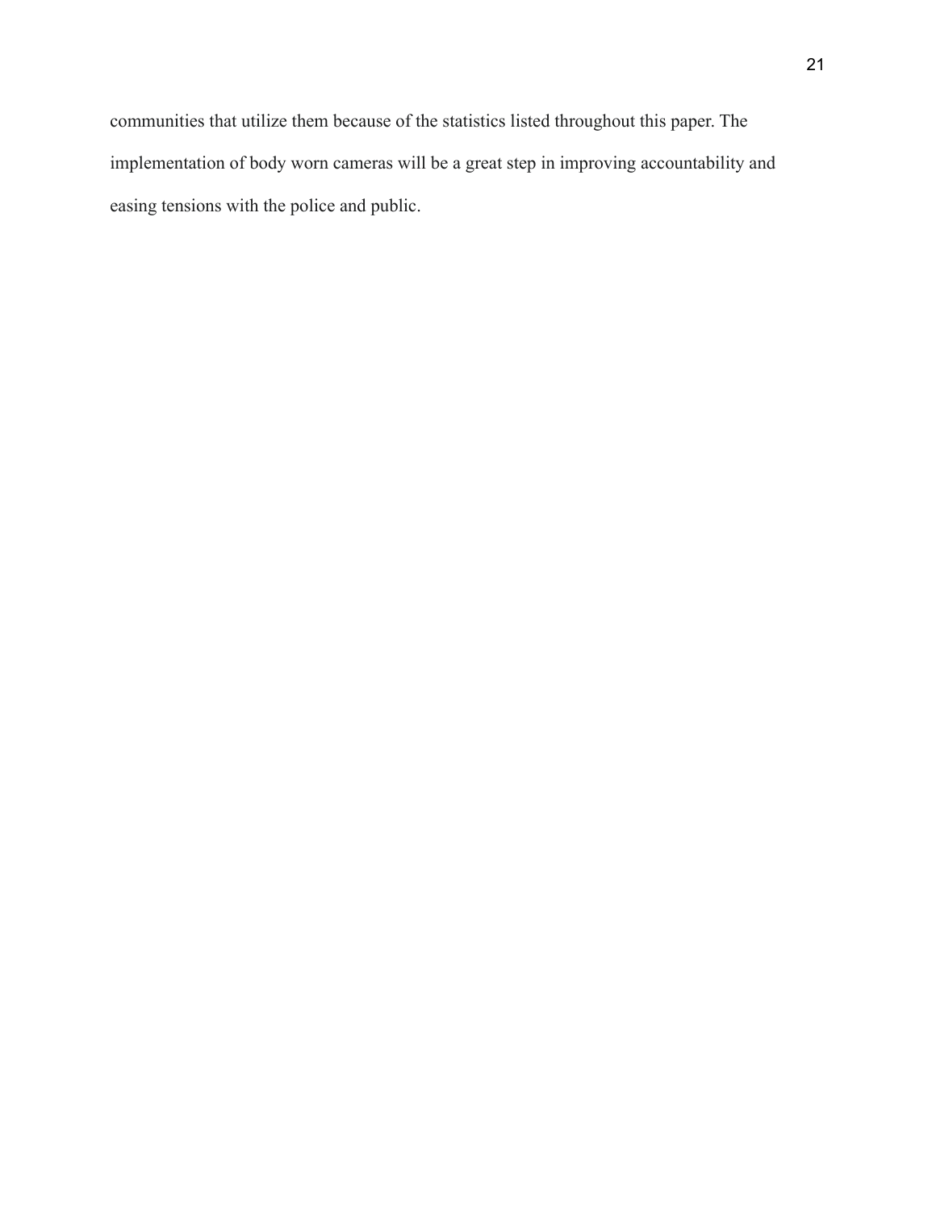communities that utilize them because of the statistics listed throughout this paper. The implementation of body worn cameras will be a great step in improving accountability and easing tensions with the police and public.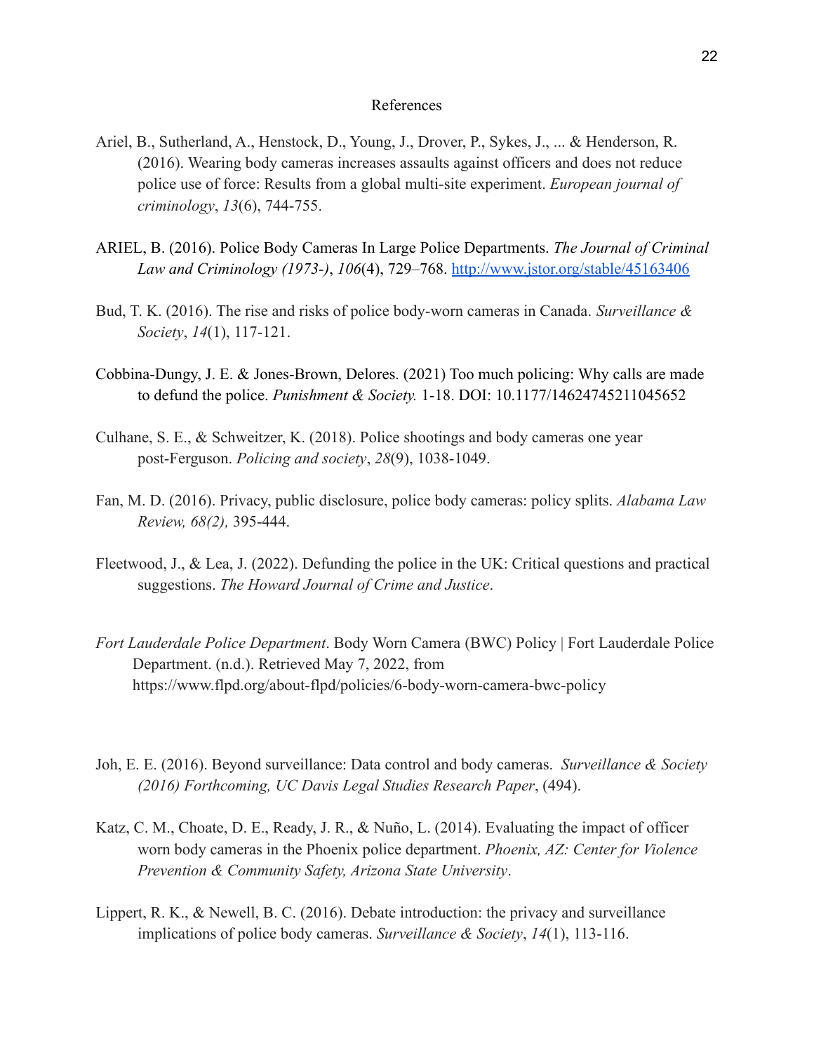# References

Ariel, B., Sutherland, A., Henstock, D., Young, J., Drover, P., Sykes, J., ... & Henderson, R. (2016). Wearing body cameras increases assaults against officers and does not reduce police use of force: Results from a global multi-site experiment. *European journal of criminology*, *13*(6), 744-755.

ARIEL, B. (2016). Police Body Cameras In Large Police Departments. *The Journal of Criminal Law and Criminology (1973-)*, *106*(4), 729–768. http://www.jstor.org/stable/45163406

Bud, T. K. (2016). The rise and risks of police body-worn cameras in Canada. *Surveillance & Society*, *14*(1), 117-121.

Cobbina-Dungy, J. E. & Jones-Brown, Delores. (2021) Too much policing: Why calls are made to defund the police. *Punishment & Society.* 1-18. DOI: 10.1177/14624745211045652

Culhane, S. E., & Schweitzer, K. (2018). Police shootings and body cameras one year post-Ferguson. *Policing and society*, *28*(9), 1038-1049.

Fan, M. D. (2016). Privacy, public disclosure, police body cameras: policy splits. *Alabama Law Review, 68(2),* 395-444.

Fleetwood, J., & Lea, J. (2022). Defunding the police in the UK: Critical questions and practical suggestions. *The Howard Journal of Crime and Justice*.

*Fort Lauderdale Police Department*. Body Worn Camera (BWC) Policy | Fort Lauderdale Police Department. (n.d.). Retrieved May 7, 2022, from https://www.flpd.org/about-flpd/policies/6-body-worn-camera-bwc-policy

Joh, E. E. (2016). Beyond surveillance: Data control and body cameras. *Surveillance & Society (2016) Forthcoming, UC Davis Legal Studies Research Paper*, (494).

Katz, C. M., Choate, D. E., Ready, J. R., & Nuño, L. (2014). Evaluating the impact of officer worn body cameras in the Phoenix police department. *Phoenix, AZ: Center for Violence Prevention & Community Safety, Arizona State University*.

Lippert, R. K., & Newell, B. C. (2016). Debate introduction: the privacy and surveillance implications of police body cameras. *Surveillance & Society*, *14*(1), 113-116.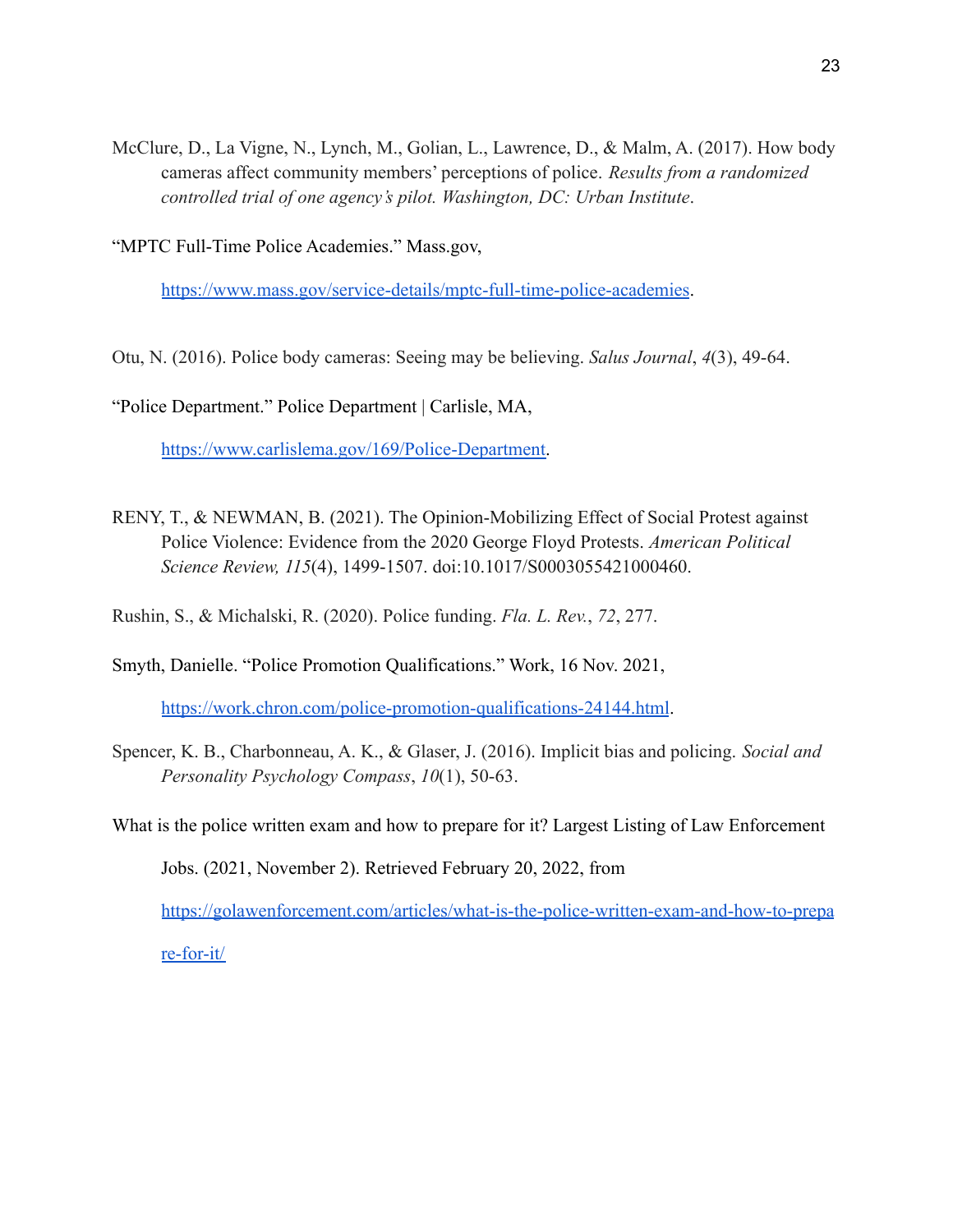McClure, D., La Vigne, N., Lynch, M., Golian, L., Lawrence, D., & Malm, A. (2017). How body cameras affect community members' perceptions of police. *Results from a randomized controlled trial of one agency's pilot. Washington, DC: Urban Institute*.

"MPTC Full-Time Police Academies." Mass.gov,

https://www.mass.gov/service-details/mptc-full-time-police-academies.

Otu, N. (2016). Police body cameras: Seeing may be believing. *Salus Journal*, *4*(3), 49-64.

"Police Department." Police Department | Carlisle, MA,

https://www.carlislema.gov/169/Police-Department.

RENY, T., & NEWMAN, B. (2021). The Opinion-Mobilizing Effect of Social Protest against Police Violence: Evidence from the 2020 George Floyd Protests. *American Political Science Review, 115*(4), 1499-1507. doi:10.1017/S0003055421000460.

Rushin, S., & Michalski, R. (2020). Police funding. *Fla. L. Rev.*, *72*, 277.

Smyth, Danielle. "Police Promotion Qualifications." Work, 16 Nov. 2021,

https://work.chron.com/police-promotion-qualifications-24144.html.

Spencer, K. B., Charbonneau, A. K., & Glaser, J. (2016). Implicit bias and policing. *Social and Personality Psychology Compass*, *10*(1), 50-63.

What is the police written exam and how to prepare for it? Largest Listing of Law Enforcement Jobs. (2021, November 2). Retrieved February 20, 2022, from https://golawenforcement.com/articles/what-is-the-police-written-exam-and-how-to-prepare-for-it/